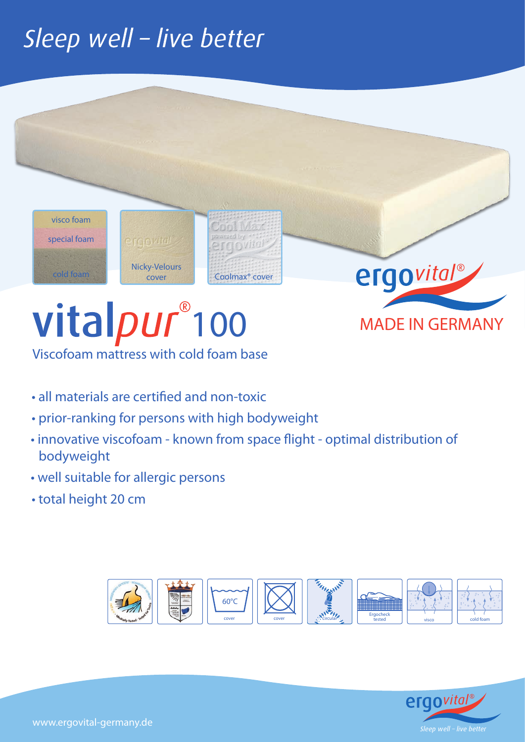# Sleep well – live better

visco foam
special foam
cold foam

Nicky-Velours cover

Coolmax® cover

ergovital®

MADE IN GERMANY

## vitalpur® 100

Viscofoam mattress with cold foam base

- all materials are certified and non-toxic
- prior-ranking for persons with high bodyweight
- innovative viscofoam - known from space flight - optimal distribution of bodyweight
- well suitable for allergic persons
- total height 20 cm

60°C cover | cover | circular | Ergocheck tested | visco | cold foam

www.ergovital-germany.de

ergovital® Sleep well – live better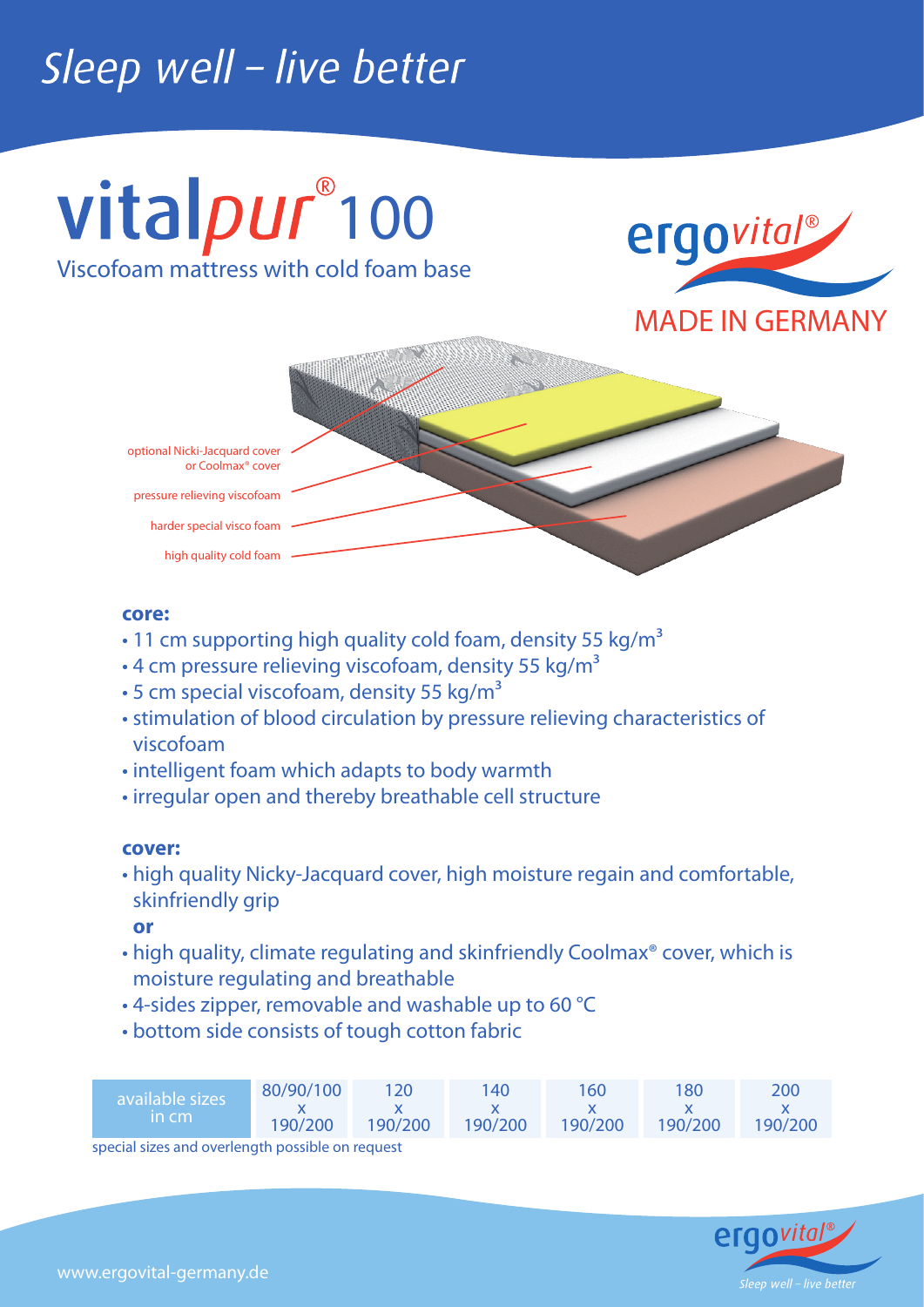# Sleep well – live better

## vitalpur® 100

Viscofoam mattress with cold foam base

ergovital®

MADE IN GERMANY

optional Nicki-Jacquard cover or Coolmax® cover

pressure relieving viscofoam

harder special visco foam

high quality cold foam

**core:**

- 11 cm supporting high quality cold foam, density 55 kg/m³
- 4 cm pressure relieving viscofoam, density 55 kg/m³
- 5 cm special viscofoam, density 55 kg/m³
- stimulation of blood circulation by pressure relieving characteristics of viscofoam
- intelligent foam which adapts to body warmth
- irregular open and thereby breathable cell structure

**cover:**

- high quality Nicky-Jacquard cover, high moisture regain and comfortable, skinfriendly grip

**or**

- high quality, climate regulating and skinfriendly Coolmax® cover, which is moisture regulating and breathable
- 4-sides zipper, removable and washable up to 60 °C
- bottom side consists of tough cotton fabric

| available sizes in cm | 80/90/100 x 190/200 | 120 x 190/200 | 140 x 190/200 | 160 x 190/200 | 180 x 190/200 | 200 x 190/200 |
|---|---|---|---|---|---|---|

special sizes and overlength possible on request

www.ergovital-germany.de

ergovital® Sleep well – live better